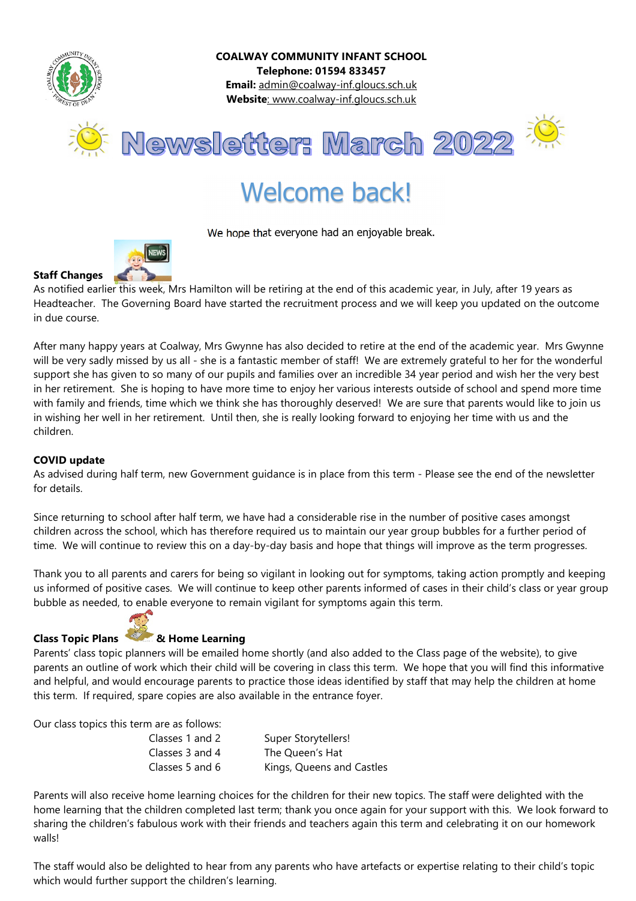**COALWAY COMMUNITY INFANT SCHOOL**
**Telephone: 01594 833457**
**Email:** admin@coalway-inf.gloucs.sch.uk
**Website**: www.coalway-inf.gloucs.sch.uk

# Newsletter: March 2022

## Welcome back!

We hope that everyone had an enjoyable break.

### Staff Changes

As notified earlier this week, Mrs Hamilton will be retiring at the end of this academic year, in July, after 19 years as Headteacher. The Governing Board have started the recruitment process and we will keep you updated on the outcome in due course.

After many happy years at Coalway, Mrs Gwynne has also decided to retire at the end of the academic year. Mrs Gwynne will be very sadly missed by us all - she is a fantastic member of staff! We are extremely grateful to her for the wonderful support she has given to so many of our pupils and families over an incredible 34 year period and wish her the very best in her retirement. She is hoping to have more time to enjoy her various interests outside of school and spend more time with family and friends, time which we think she has thoroughly deserved! We are sure that parents would like to join us in wishing her well in her retirement. Until then, she is really looking forward to enjoying her time with us and the children.

### COVID update

As advised during half term, new Government guidance is in place from this term - Please see the end of the newsletter for details.

Since returning to school after half term, we have had a considerable rise in the number of positive cases amongst children across the school, which has therefore required us to maintain our year group bubbles for a further period of time. We will continue to review this on a day-by-day basis and hope that things will improve as the term progresses.

Thank you to all parents and carers for being so vigilant in looking out for symptoms, taking action promptly and keeping us informed of positive cases. We will continue to keep other parents informed of cases in their child's class or year group bubble as needed, to enable everyone to remain vigilant for symptoms again this term.

### Class Topic Plans & Home Learning

Parents' class topic planners will be emailed home shortly (and also added to the Class page of the website), to give parents an outline of work which their child will be covering in class this term. We hope that you will find this informative and helpful, and would encourage parents to practice those ideas identified by staff that may help the children at home this term. If required, spare copies are also available in the entrance foyer.

Our class topics this term are as follows:

| | |
|---|---|
| Classes 1 and 2 | Super Storytellers! |
| Classes 3 and 4 | The Queen's Hat |
| Classes 5 and 6 | Kings, Queens and Castles |

Parents will also receive home learning choices for the children for their new topics. The staff were delighted with the home learning that the children completed last term; thank you once again for your support with this. We look forward to sharing the children's fabulous work with their friends and teachers again this term and celebrating it on our homework walls!

The staff would also be delighted to hear from any parents who have artefacts or expertise relating to their child's topic which would further support the children's learning.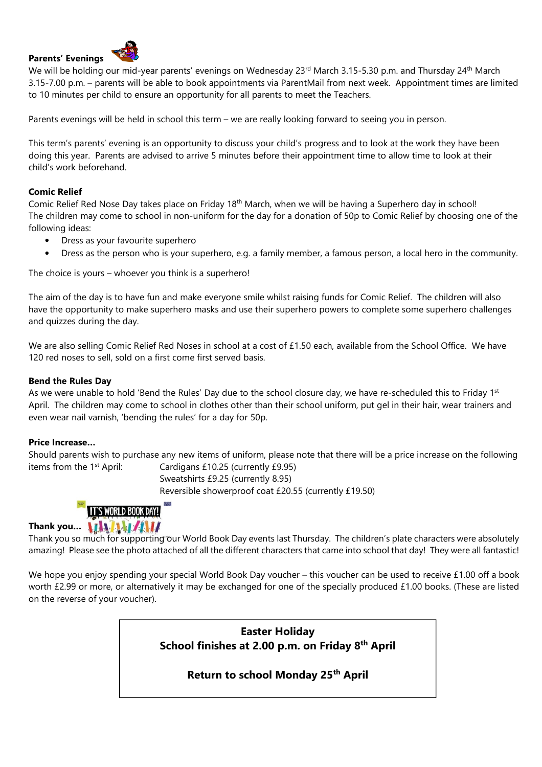**Parents' Evenings**

We will be holding our mid-year parents' evenings on Wednesday 23rd March 3.15-5.30 p.m. and Thursday 24th March 3.15-7.00 p.m. – parents will be able to book appointments via ParentMail from next week. Appointment times are limited to 10 minutes per child to ensure an opportunity for all parents to meet the Teachers.

Parents evenings will be held in school this term – we are really looking forward to seeing you in person.

This term's parents' evening is an opportunity to discuss your child's progress and to look at the work they have been doing this year. Parents are advised to arrive 5 minutes before their appointment time to allow time to look at their child's work beforehand.

**Comic Relief**

Comic Relief Red Nose Day takes place on Friday 18th March, when we will be having a Superhero day in school!
The children may come to school in non-uniform for the day for a donation of 50p to Comic Relief by choosing one of the following ideas:

- Dress as your favourite superhero
- Dress as the person who is your superhero, e.g. a family member, a famous person, a local hero in the community.

The choice is yours – whoever you think is a superhero!

The aim of the day is to have fun and make everyone smile whilst raising funds for Comic Relief. The children will also have the opportunity to make superhero masks and use their superhero powers to complete some superhero challenges and quizzes during the day.

We are also selling Comic Relief Red Noses in school at a cost of £1.50 each, available from the School Office. We have 120 red noses to sell, sold on a first come first served basis.

**Bend the Rules Day**

As we were unable to hold 'Bend the Rules' Day due to the school closure day, we have re-scheduled this to Friday 1st April. The children may come to school in clothes other than their school uniform, put gel in their hair, wear trainers and even wear nail varnish, 'bending the rules' for a day for 50p.

**Price Increase…**

Should parents wish to purchase any new items of uniform, please note that there will be a price increase on the following items from the 1st April:

Cardigans £10.25 (currently £9.95)
Sweatshirts £9.25 (currently 8.95)
Reversible showerproof coat £20.55 (currently £19.50)

**Thank you…**

Thank you so much for supporting our World Book Day events last Thursday. The children's plate characters were absolutely amazing! Please see the photo attached of all the different characters that came into school that day! They were all fantastic!

We hope you enjoy spending your special World Book Day voucher – this voucher can be used to receive £1.00 off a book worth £2.99 or more, or alternatively it may be exchanged for one of the specially produced £1.00 books. (These are listed on the reverse of your voucher).

**Easter Holiday**
**School finishes at 2.00 p.m. on Friday 8th April**

**Return to school Monday 25th April**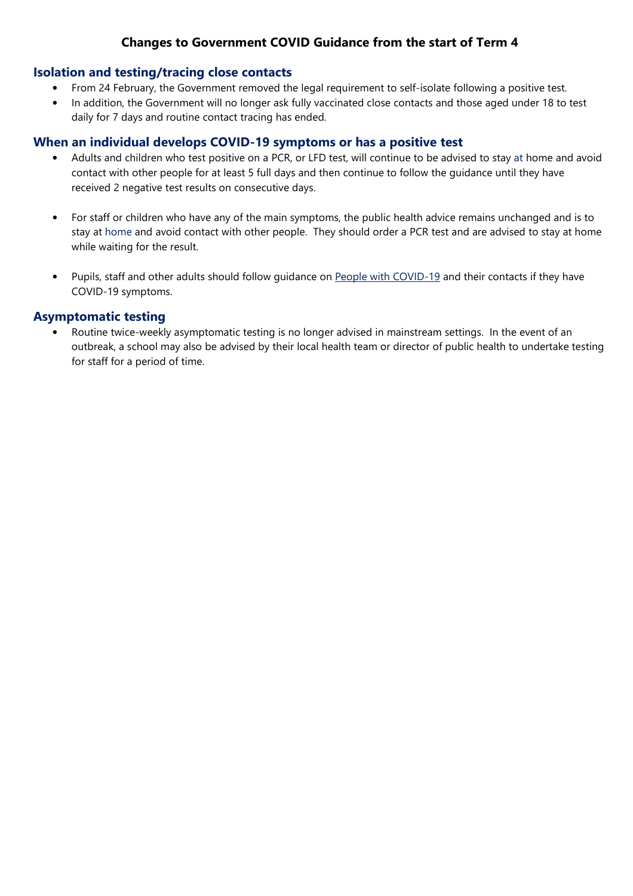# Changes to Government COVID Guidance from the start of Term 4

## Isolation and testing/tracing close contacts

- From 24 February, the Government removed the legal requirement to self-isolate following a positive test.
- In addition, the Government will no longer ask fully vaccinated close contacts and those aged under 18 to test daily for 7 days and routine contact tracing has ended.

## When an individual develops COVID-19 symptoms or has a positive test

- Adults and children who test positive on a PCR, or LFD test, will continue to be advised to stay at home and avoid contact with other people for at least 5 full days and then continue to follow the guidance until they have received 2 negative test results on consecutive days.
- For staff or children who have any of the main symptoms, the public health advice remains unchanged and is to stay at home and avoid contact with other people. They should order a PCR test and are advised to stay at home while waiting for the result.
- Pupils, staff and other adults should follow guidance on People with COVID-19 and their contacts if they have COVID-19 symptoms.

## Asymptomatic testing

- Routine twice-weekly asymptomatic testing is no longer advised in mainstream settings. In the event of an outbreak, a school may also be advised by their local health team or director of public health to undertake testing for staff for a period of time.